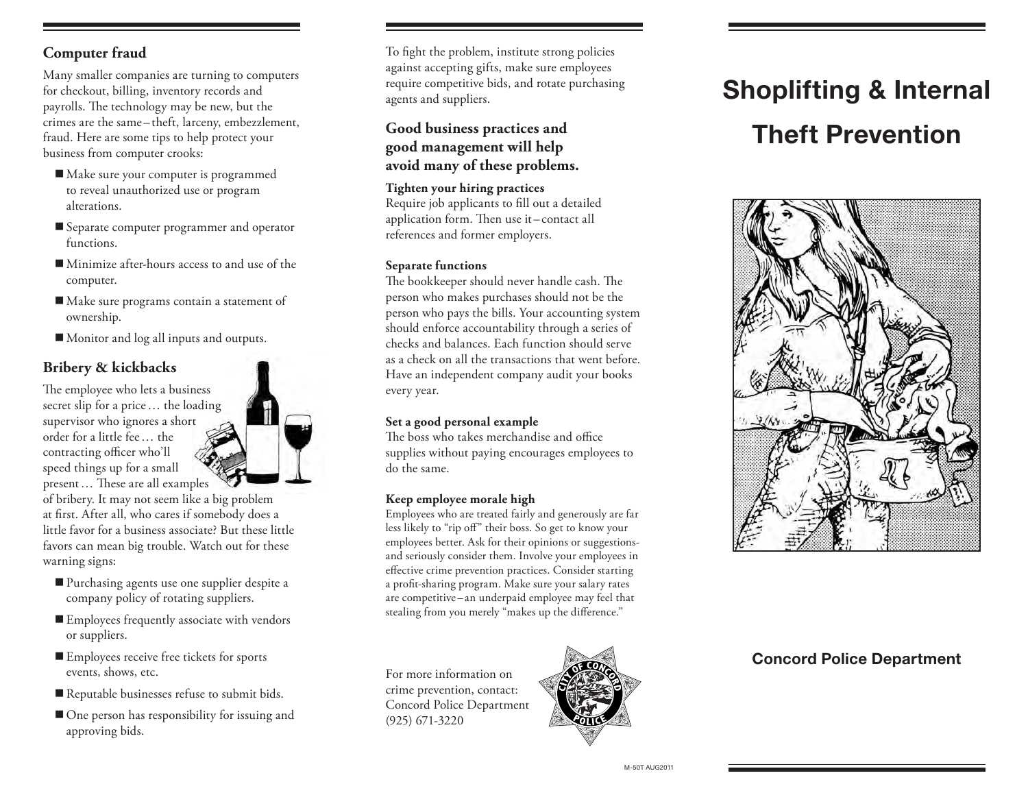## Computer fraud

Many smaller companies are turning to computers for checkout, billing, inventory records and payrolls. The technology may be new, but the crimes are the same – theft, larceny, embezzlement, fraud. Here are some tips to help protect your business from computer crooks:

- Make sure your computer is programmed to reveal unauthorized use or program alterations.
- Separate computer programmer and operator functions.
- Minimize after-hours access to and use of the computer.
- Make sure programs contain a statement of ownership.
- Monitor and log all inputs and outputs.

## Bribery & kickbacks

The employee who lets a business secret slip for a price … the loading supervisor who ignores a short order for a little fee … the contracting officer who'll speed things up for a small present … These are all examples of bribery. It may not seem like a big problem at first. After all, who cares if somebody does a little favor for a business associate? But these little favors can mean big trouble. Watch out for these warning signs:

- Purchasing agents use one supplier despite a company policy of rotating suppliers.
- Employees frequently associate with vendors or suppliers.
- Employees receive free tickets for sports events, shows, etc.
- Reputable businesses refuse to submit bids.
- One person has responsibility for issuing and approving bids.

To fight the problem, institute strong policies against accepting gifts, make sure employees require competitive bids, and rotate purchasing agents and suppliers.

## Good business practices and good management will help avoid many of these problems.

**Tighten your hiring practices**
Require job applicants to fill out a detailed application form. Then use it – contact all references and former employers.

**Separate functions**
The bookkeeper should never handle cash. The person who makes purchases should not be the person who pays the bills. Your accounting system should enforce accountability through a series of checks and balances. Each function should serve as a check on all the transactions that went before. Have an independent company audit your books every year.

**Set a good personal example**
The boss who takes merchandise and office supplies without paying encourages employees to do the same.

**Keep employee morale high**
Employees who are treated fairly and generously are far less likely to "rip off" their boss. So get to know your employees better. Ask for their opinions or suggestions-and seriously consider them. Involve your employees in effective crime prevention practices. Consider starting a profit-sharing program. Make sure your salary rates are competitive – an underpaid employee may feel that stealing from you merely "makes up the difference."

For more information on crime prevention, contact:
Concord Police Department
(925) 671-3220

M-50T AUG2011

# Shoplifting & Internal Theft Prevention

**Concord Police Department**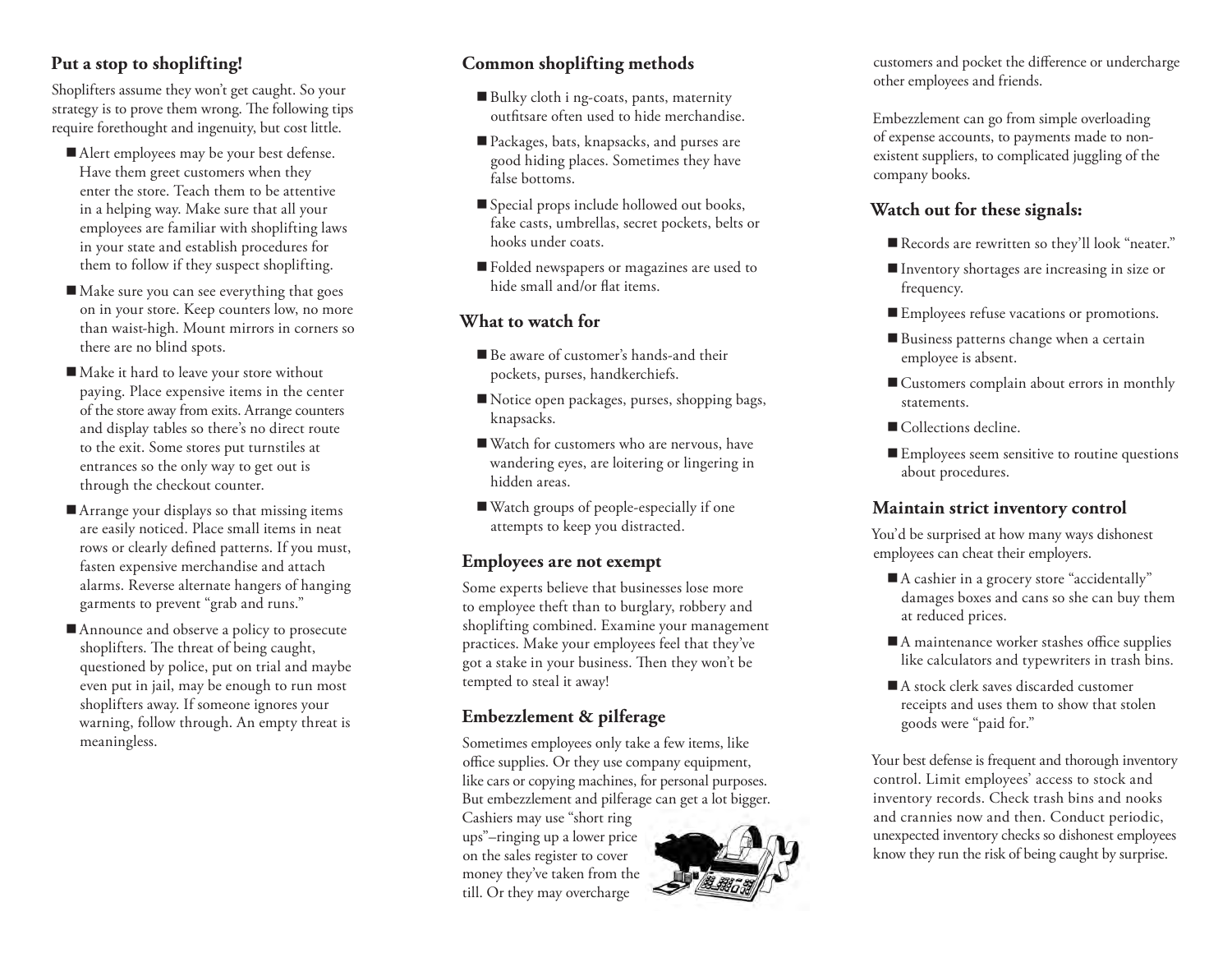## Put a stop to shoplifting!

Shoplifters assume they won't get caught. So your strategy is to prove them wrong. The following tips require forethought and ingenuity, but cost little.

- Alert employees may be your best defense. Have them greet customers when they enter the store. Teach them to be attentive in a helping way. Make sure that all your employees are familiar with shoplifting laws in your state and establish procedures for them to follow if they suspect shoplifting.
- Make sure you can see everything that goes on in your store. Keep counters low, no more than waist-high. Mount mirrors in corners so there are no blind spots.
- Make it hard to leave your store without paying. Place expensive items in the center of the store away from exits. Arrange counters and display tables so there's no direct route to the exit. Some stores put turnstiles at entrances so the only way to get out is through the checkout counter.
- Arrange your displays so that missing items are easily noticed. Place small items in neat rows or clearly defined patterns. If you must, fasten expensive merchandise and attach alarms. Reverse alternate hangers of hanging garments to prevent "grab and runs."
- Announce and observe a policy to prosecute shoplifters. The threat of being caught, questioned by police, put on trial and maybe even put in jail, may be enough to run most shoplifters away. If someone ignores your warning, follow through. An empty threat is meaningless.

## Common shoplifting methods

- Bulky cloth i ng-coats, pants, maternity outfitsare often used to hide merchandise.
- Packages, bats, knapsacks, and purses are good hiding places. Sometimes they have false bottoms.
- Special props include hollowed out books, fake casts, umbrellas, secret pockets, belts or hooks under coats.
- Folded newspapers or magazines are used to hide small and/or flat items.

## What to watch for

- Be aware of customer's hands-and their pockets, purses, handkerchiefs.
- Notice open packages, purses, shopping bags, knapsacks.
- Watch for customers who are nervous, have wandering eyes, are loitering or lingering in hidden areas.
- Watch groups of people-especially if one attempts to keep you distracted.

## Employees are not exempt

Some experts believe that businesses lose more to employee theft than to burglary, robbery and shoplifting combined. Examine your management practices. Make your employees feel that they've got a stake in your business. Then they won't be tempted to steal it away!

## Embezzlement & pilferage

Sometimes employees only take a few items, like office supplies. Or they use company equipment, like cars or copying machines, for personal purposes. But embezzlement and pilferage can get a lot bigger. Cashiers may use "short ring ups"–ringing up a lower price on the sales register to cover money they've taken from the till. Or they may overcharge customers and pocket the difference or undercharge other employees and friends.

Embezzlement can go from simple overloading of expense accounts, to payments made to non-existent suppliers, to complicated juggling of the company books.

## Watch out for these signals:

- Records are rewritten so they'll look "neater."
- Inventory shortages are increasing in size or frequency.
- Employees refuse vacations or promotions.
- Business patterns change when a certain employee is absent.
- Customers complain about errors in monthly statements.
- Collections decline.
- Employees seem sensitive to routine questions about procedures.

## Maintain strict inventory control

You'd be surprised at how many ways dishonest employees can cheat their employers.

- A cashier in a grocery store "accidentally" damages boxes and cans so she can buy them at reduced prices.
- A maintenance worker stashes office supplies like calculators and typewriters in trash bins.
- A stock clerk saves discarded customer receipts and uses them to show that stolen goods were "paid for."

Your best defense is frequent and thorough inventory control. Limit employees' access to stock and inventory records. Check trash bins and nooks and crannies now and then. Conduct periodic, unexpected inventory checks so dishonest employees know they run the risk of being caught by surprise.